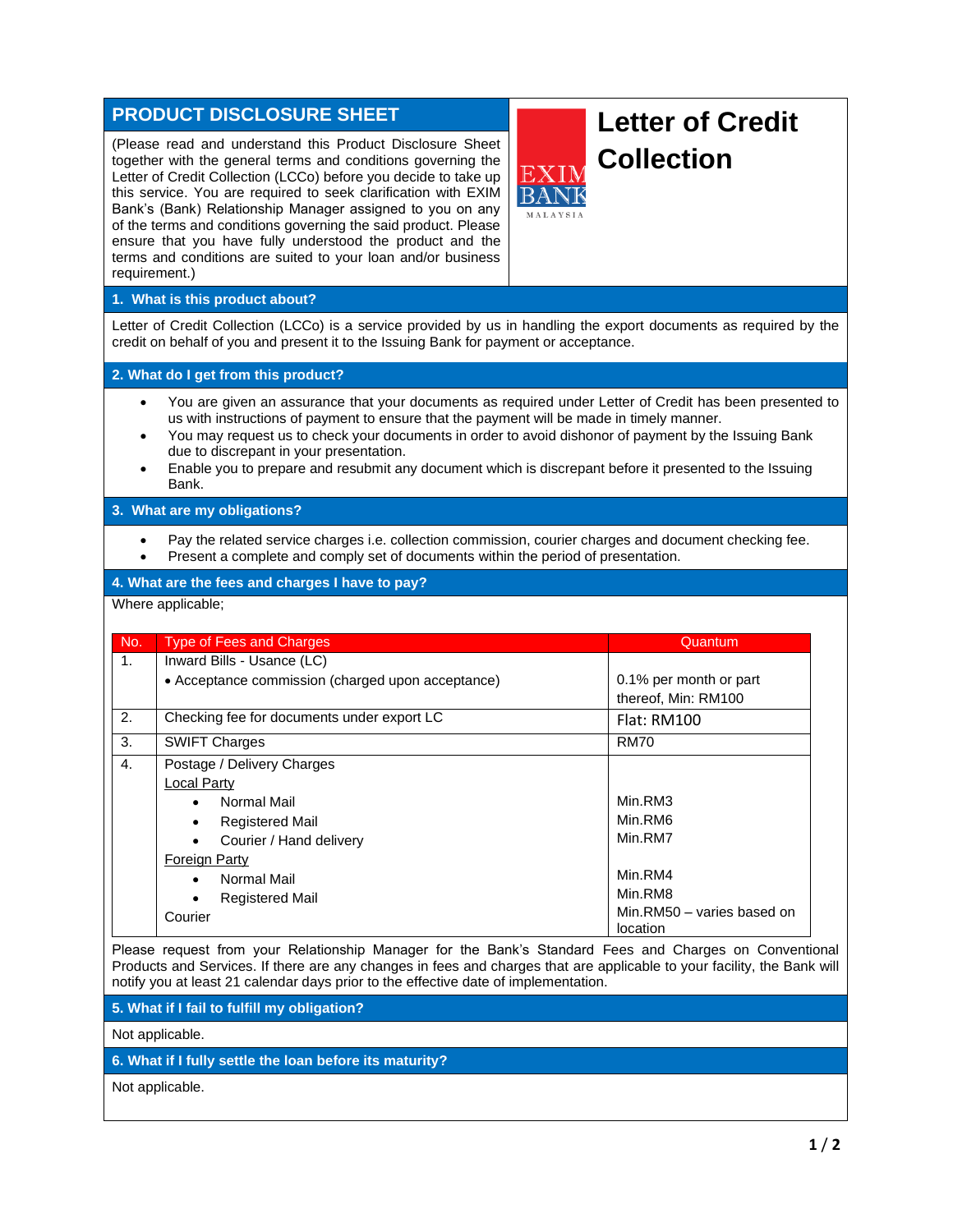# PRODUCT DISCLOSURE SHEET

# Letter of Credit Collection

(Please read and understand this Product Disclosure Sheet together with the general terms and conditions governing the Letter of Credit Collection (LCCo) before you decide to take up this service. You are required to seek clarification with EXIM Bank's (Bank) Relationship Manager assigned to you on any of the terms and conditions governing the said product. Please ensure that you have fully understood the product and the terms and conditions are suited to your loan and/or business requirement.)

## 1. What is this product about?

Letter of Credit Collection (LCCo) is a service provided by us in handling the export documents as required by the credit on behalf of you and present it to the Issuing Bank for payment or acceptance.

## 2. What do I get from this product?

- You are given an assurance that your documents as required under Letter of Credit has been presented to us with instructions of payment to ensure that the payment will be made in timely manner.
- You may request us to check your documents in order to avoid dishonor of payment by the Issuing Bank due to discrepant in your presentation.
- Enable you to prepare and resubmit any document which is discrepant before it presented to the Issuing Bank.

## 3. What are my obligations?

- Pay the related service charges i.e. collection commission, courier charges and document checking fee.
- Present a complete and comply set of documents within the period of presentation.

## 4. What are the fees and charges I have to pay?

Where applicable;

| No. | Type of Fees and Charges | Quantum |
|---|---|---|
| 1. | Inward Bills - Usance (LC)<br>• Acceptance commission (charged upon acceptance) | 0.1% per month or part thereof, Min: RM100 |
| 2. | Checking fee for documents under export LC | Flat: RM100 |
| 3. | SWIFT Charges | RM70 |
| 4. | Postage / Delivery Charges<br>Local Party<br>• Normal Mail<br>• Registered Mail<br>• Courier / Hand delivery<br>Foreign Party<br>• Normal Mail<br>• Registered Mail<br>Courier | <br><br>Min.RM3<br>Min.RM6<br>Min.RM7<br><br>Min.RM4<br>Min.RM8<br>Min.RM50 – varies based on location |

Please request from your Relationship Manager for the Bank's Standard Fees and Charges on Conventional Products and Services. If there are any changes in fees and charges that are applicable to your facility, the Bank will notify you at least 21 calendar days prior to the effective date of implementation.

## 5. What if I fail to fulfill my obligation?

Not applicable.

## 6. What if I fully settle the loan before its maturity?

Not applicable.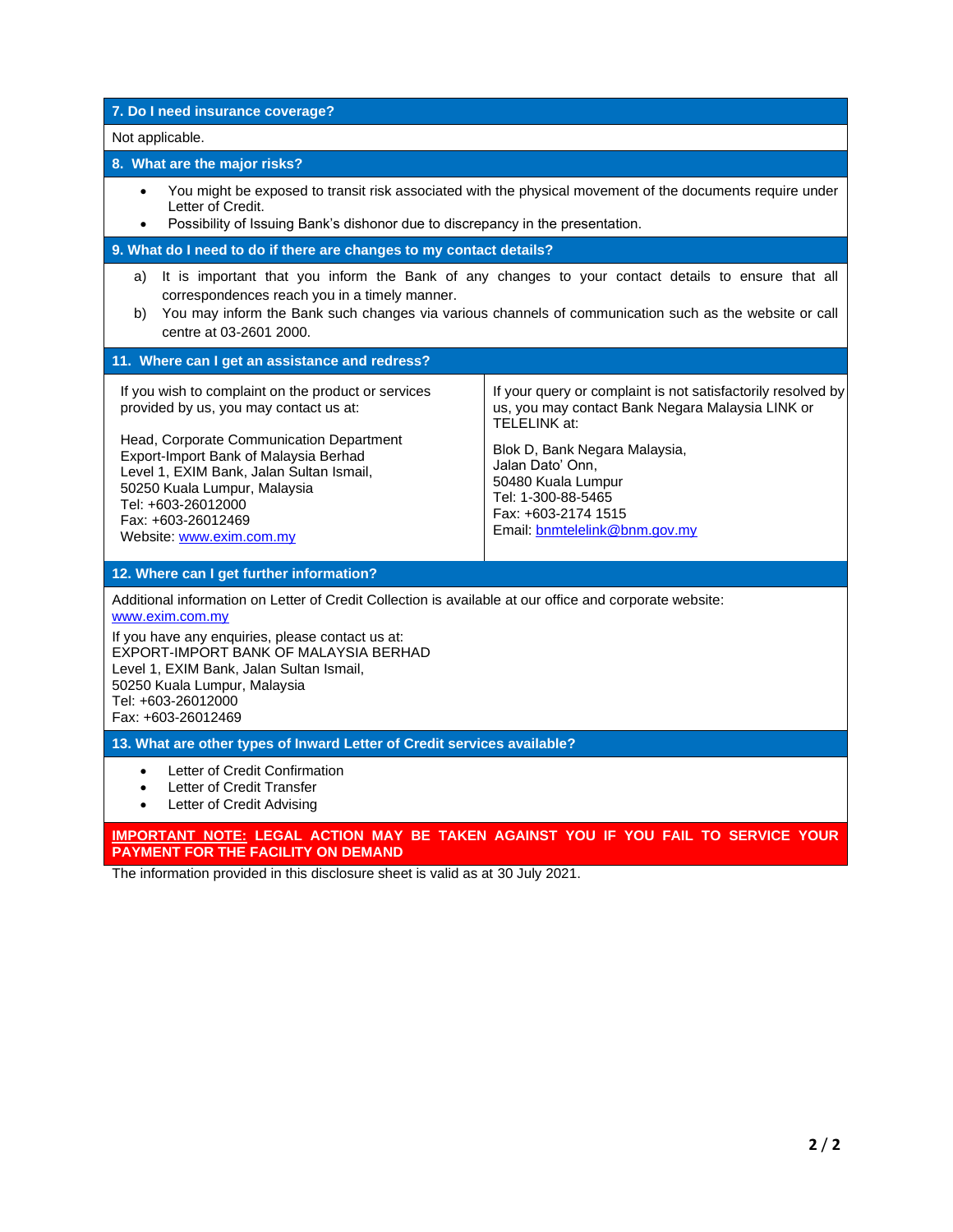## 7. Do I need insurance coverage?

Not applicable.

## 8. What are the major risks?

- You might be exposed to transit risk associated with the physical movement of the documents require under Letter of Credit.
- Possibility of Issuing Bank's dishonor due to discrepancy in the presentation.

## 9. What do I need to do if there are changes to my contact details?

a) It is important that you inform the Bank of any changes to your contact details to ensure that all correspondences reach you in a timely manner.

b) You may inform the Bank such changes via various channels of communication such as the website or call centre at 03-2601 2000.

## 11. Where can I get an assistance and redress?

| | |
|---|---|
| If you wish to complaint on the product or services provided by us, you may contact us at:<br><br>Head, Corporate Communication Department<br>Export-Import Bank of Malaysia Berhad<br>Level 1, EXIM Bank, Jalan Sultan Ismail,<br>50250 Kuala Lumpur, Malaysia<br>Tel: +603-26012000<br>Fax: +603-26012469<br>Website: www.exim.com.my | If your query or complaint is not satisfactorily resolved by us, you may contact Bank Negara Malaysia LINK or TELELINK at:<br><br>Blok D, Bank Negara Malaysia,<br>Jalan Dato' Onn,<br>50480 Kuala Lumpur<br>Tel: 1-300-88-5465<br>Fax: +603-2174 1515<br>Email: bnmtelelink@bnm.gov.my |

## 12. Where can I get further information?

Additional information on Letter of Credit Collection is available at our office and corporate website: www.exim.com.my

If you have any enquiries, please contact us at:
EXPORT-IMPORT BANK OF MALAYSIA BERHAD
Level 1, EXIM Bank, Jalan Sultan Ismail,
50250 Kuala Lumpur, Malaysia
Tel: +603-26012000
Fax: +603-26012469

## 13. What are other types of Inward Letter of Credit services available?

- Letter of Credit Confirmation
- Letter of Credit Transfer
- Letter of Credit Advising

**IMPORTANT NOTE: LEGAL ACTION MAY BE TAKEN AGAINST YOU IF YOU FAIL TO SERVICE YOUR PAYMENT FOR THE FACILITY ON DEMAND**

The information provided in this disclosure sheet is valid as at 30 July 2021.